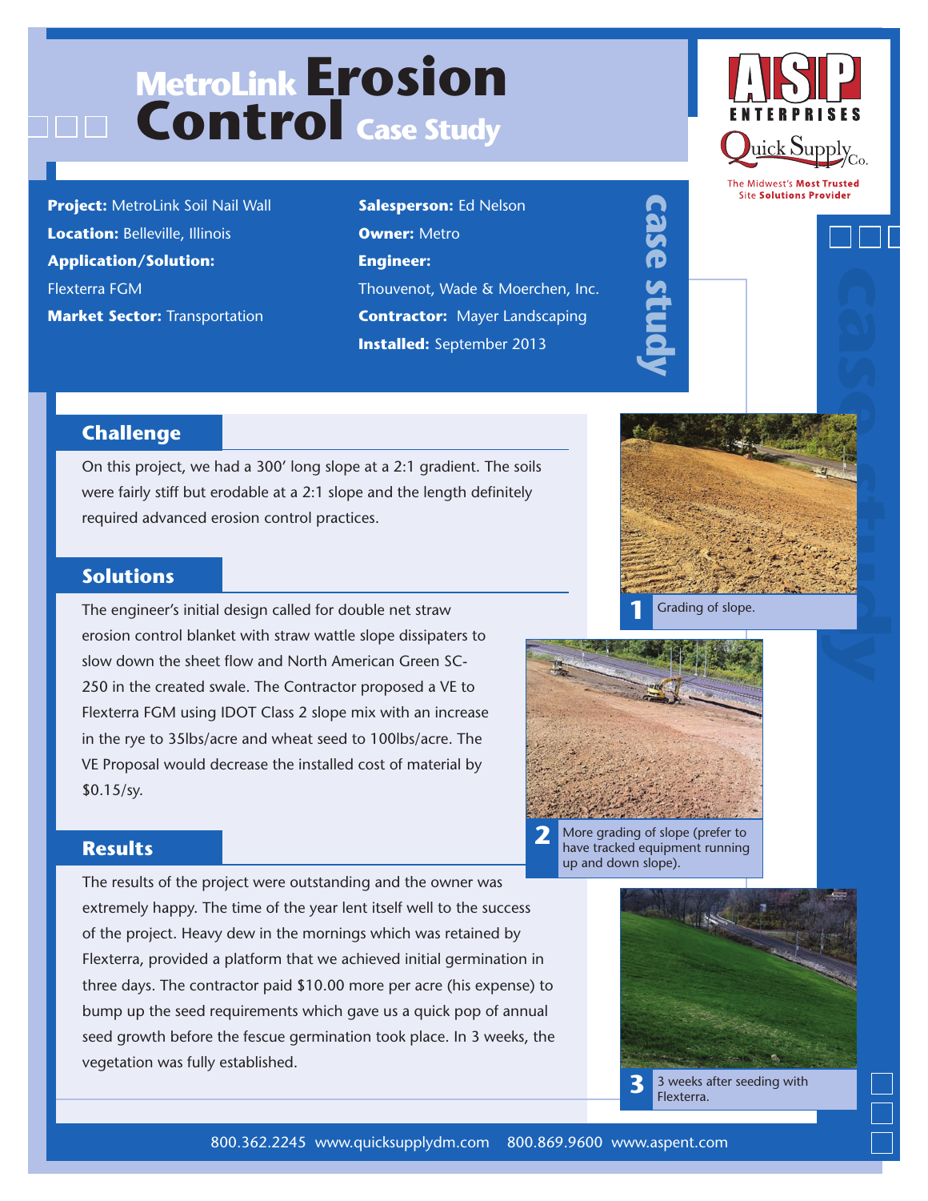# MetroLink Erosion Control Case Study

ASP ENTERPRISES

Quick Supply Co.

The Midwest's **Most Trusted** Site **Solutions Provider**

**Project:** MetroLink Soil Nail Wall

**Location:** Belleville, Illinois

**Application/Solution:** Flexterra FGM

**Market Sector:** Transportation

**Salesperson:** Ed Nelson

**Owner:** Metro

**Engineer:** Thouvenot, Wade & Moerchen, Inc.

**Contractor:** Mayer Landscaping

**Installed:** September 2013

## Challenge

On this project, we had a 300' long slope at a 2:1 gradient. The soils were fairly stiff but erodable at a 2:1 slope and the length definitely required advanced erosion control practices.

## Solutions

The engineer's initial design called for double net straw erosion control blanket with straw wattle slope dissipaters to slow down the sheet flow and North American Green SC-250 in the created swale. The Contractor proposed a VE to Flexterra FGM using IDOT Class 2 slope mix with an increase in the rye to 35lbs/acre and wheat seed to 100lbs/acre. The VE Proposal would decrease the installed cost of material by $0.15/sy.

## Results

The results of the project were outstanding and the owner was extremely happy. The time of the year lent itself well to the success of the project. Heavy dew in the mornings which was retained by Flexterra, provided a platform that we achieved initial germination in three days. The contractor paid $10.00 more per acre (his expense) to bump up the seed requirements which gave us a quick pop of annual seed growth before the fescue germination took place. In 3 weeks, the vegetation was fully established.

**1** Grading of slope.

**2** More grading of slope (prefer to have tracked equipment running up and down slope).

**3** 3 weeks after seeding with Flexterra.

800.362.2245 www.quicksupplydm.com 800.869.9600 www.aspent.com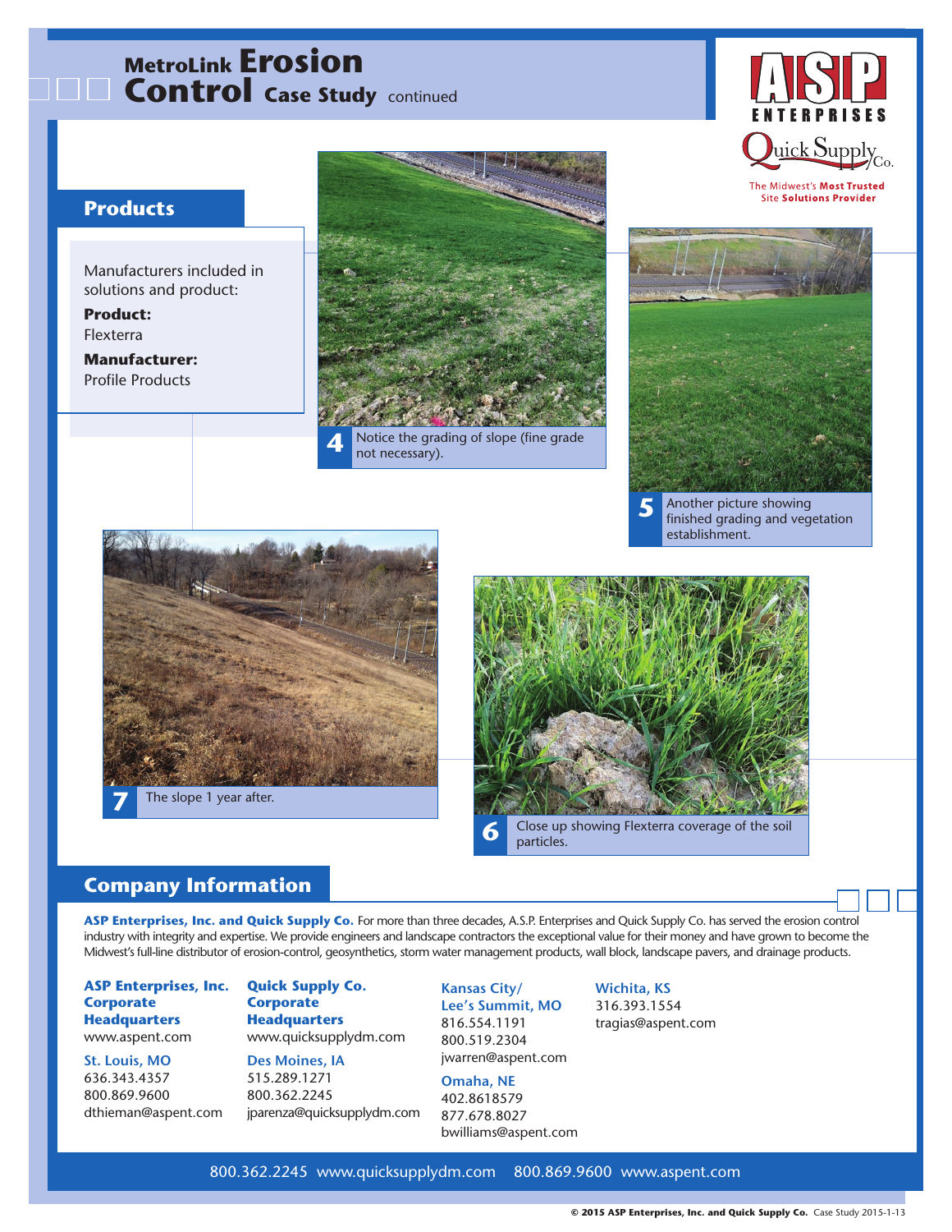# MetroLink Erosion Control Case Study continued

## Products

Manufacturers included in solutions and product:

**Product:**
Flexterra

**Manufacturer:**
Profile Products

**4** Notice the grading of slope (fine grade not necessary).

**5** Another picture showing finished grading and vegetation establishment.

**7** The slope 1 year after.

**6** Close up showing Flexterra coverage of the soil particles.

## Company Information

**ASP Enterprises, Inc. and Quick Supply Co.** For more than three decades, A.S.P. Enterprises and Quick Supply Co. has served the erosion control industry with integrity and expertise. We provide engineers and landscape contractors the exceptional value for their money and have grown to become the Midwest's full-line distributor of erosion-control, geosynthetics, storm water management products, wall block, landscape pavers, and drainage products.

**ASP Enterprises, Inc. Corporate Headquarters**
www.aspent.com

**St. Louis, MO**
636.343.4357
800.869.9600
dthieman@aspent.com

**Quick Supply Co. Corporate Headquarters**
www.quicksupplydm.com

**Des Moines, IA**
515.289.1271
800.362.2245
jparenza@quicksupplydm.com

**Kansas City/ Lee's Summit, MO**
816.554.1191
800.519.2304
jwarren@aspent.com

**Omaha, NE**
402.8618579
877.678.8027
bwilliams@aspent.com

**Wichita, KS**
316.393.1554
tragias@aspent.com

800.362.2245 www.quicksupplydm.com 800.869.9600 www.aspent.com

© 2015 ASP Enterprises, Inc. and Quick Supply Co. Case Study 2015-1-13